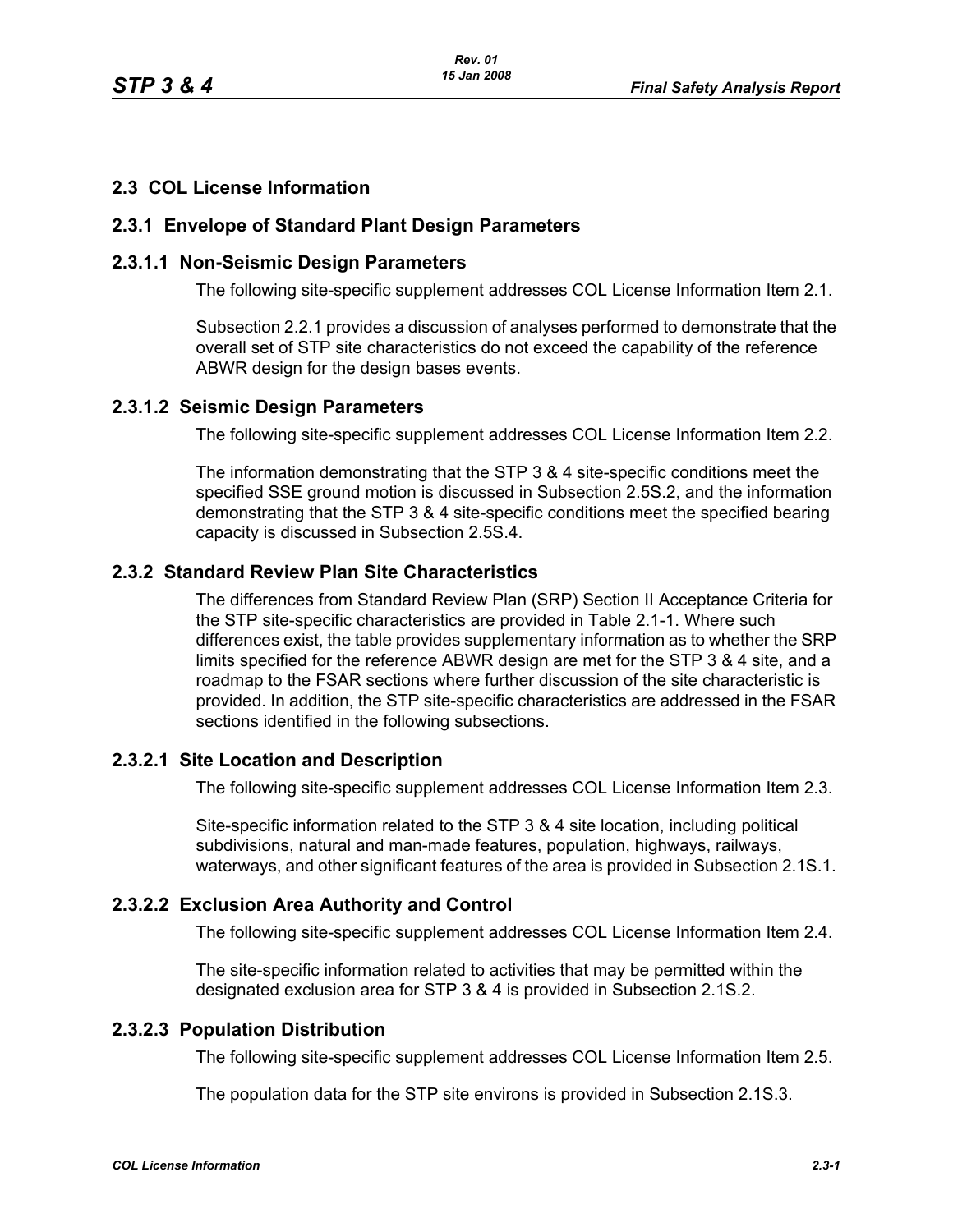## 2.3 COL License Information

### 2.3.1 Envelope of Standard Plant Design Parameters

#### 2.3.1.1 Non-Seismic Design Parameters

The following site-specific supplement addresses COL License Information Item 2.1.

Subsection 2.2.1 provides a discussion of analyses performed to demonstrate that the overall set of STP site characteristics do not exceed the capability of the reference ABWR design for the design bases events.

#### 2.3.1.2 Seismic Design Parameters

The following site-specific supplement addresses COL License Information Item 2.2.

The information demonstrating that the STP 3 & 4 site-specific conditions meet the specified SSE ground motion is discussed in Subsection 2.5S.2, and the information demonstrating that the STP 3 & 4 site-specific conditions meet the specified bearing capacity is discussed in Subsection 2.5S.4.

### 2.3.2 Standard Review Plan Site Characteristics

The differences from Standard Review Plan (SRP) Section II Acceptance Criteria for the STP site-specific characteristics are provided in Table 2.1-1. Where such differences exist, the table provides supplementary information as to whether the SRP limits specified for the reference ABWR design are met for the STP 3 & 4 site, and a roadmap to the FSAR sections where further discussion of the site characteristic is provided. In addition, the STP site-specific characteristics are addressed in the FSAR sections identified in the following subsections.

#### 2.3.2.1 Site Location and Description

The following site-specific supplement addresses COL License Information Item 2.3.

Site-specific information related to the STP 3 & 4 site location, including political subdivisions, natural and man-made features, population, highways, railways, waterways, and other significant features of the area is provided in Subsection 2.1S.1.

#### 2.3.2.2 Exclusion Area Authority and Control

The following site-specific supplement addresses COL License Information Item 2.4.

The site-specific information related to activities that may be permitted within the designated exclusion area for STP 3 & 4 is provided in Subsection 2.1S.2.

#### 2.3.2.3 Population Distribution

The following site-specific supplement addresses COL License Information Item 2.5.

The population data for the STP site environs is provided in Subsection 2.1S.3.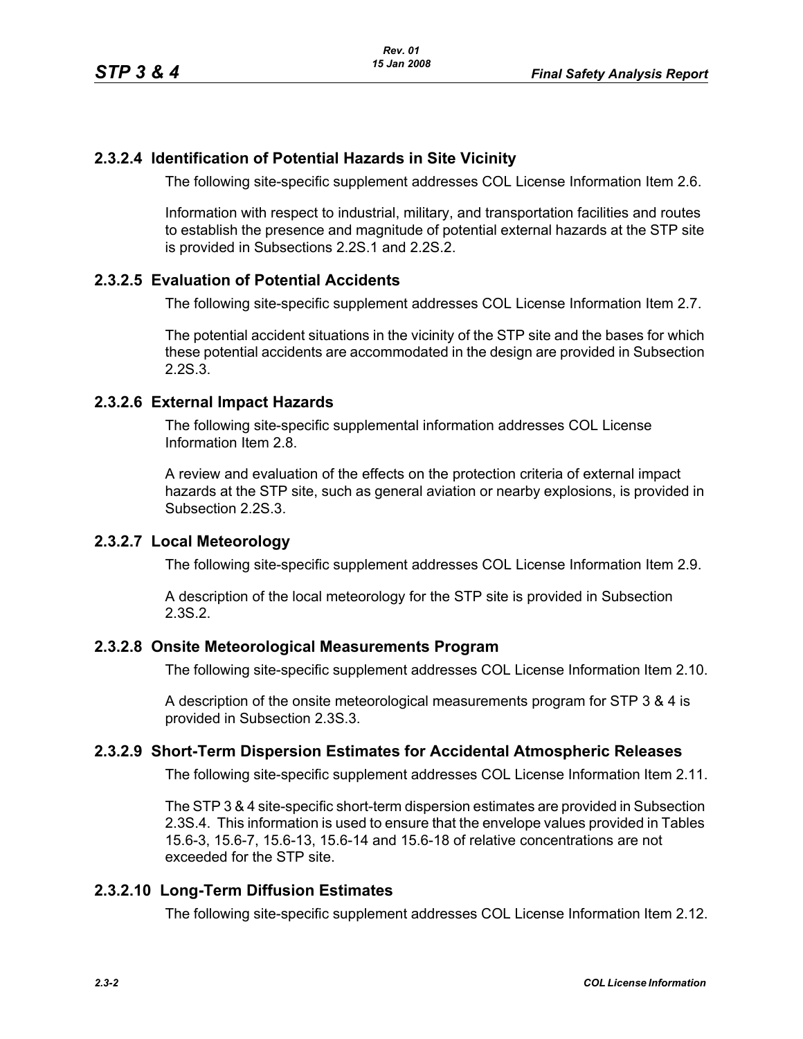### 2.3.2.4 Identification of Potential Hazards in Site Vicinity

The following site-specific supplement addresses COL License Information Item 2.6.

Information with respect to industrial, military, and transportation facilities and routes to establish the presence and magnitude of potential external hazards at the STP site is provided in Subsections 2.2S.1 and 2.2S.2.

### 2.3.2.5 Evaluation of Potential Accidents

The following site-specific supplement addresses COL License Information Item 2.7.

The potential accident situations in the vicinity of the STP site and the bases for which these potential accidents are accommodated in the design are provided in Subsection 2.2S.3.

### 2.3.2.6 External Impact Hazards

The following site-specific supplemental information addresses COL License Information Item 2.8.

A review and evaluation of the effects on the protection criteria of external impact hazards at the STP site, such as general aviation or nearby explosions, is provided in Subsection 2.2S.3.

### 2.3.2.7 Local Meteorology

The following site-specific supplement addresses COL License Information Item 2.9.

A description of the local meteorology for the STP site is provided in Subsection 2.3S.2.

### 2.3.2.8 Onsite Meteorological Measurements Program

The following site-specific supplement addresses COL License Information Item 2.10.

A description of the onsite meteorological measurements program for STP 3 & 4 is provided in Subsection 2.3S.3.

### 2.3.2.9 Short-Term Dispersion Estimates for Accidental Atmospheric Releases

The following site-specific supplement addresses COL License Information Item 2.11.

The STP 3 & 4 site-specific short-term dispersion estimates are provided in Subsection 2.3S.4. This information is used to ensure that the envelope values provided in Tables 15.6-3, 15.6-7, 15.6-13, 15.6-14 and 15.6-18 of relative concentrations are not exceeded for the STP site.

### 2.3.2.10 Long-Term Diffusion Estimates

The following site-specific supplement addresses COL License Information Item 2.12.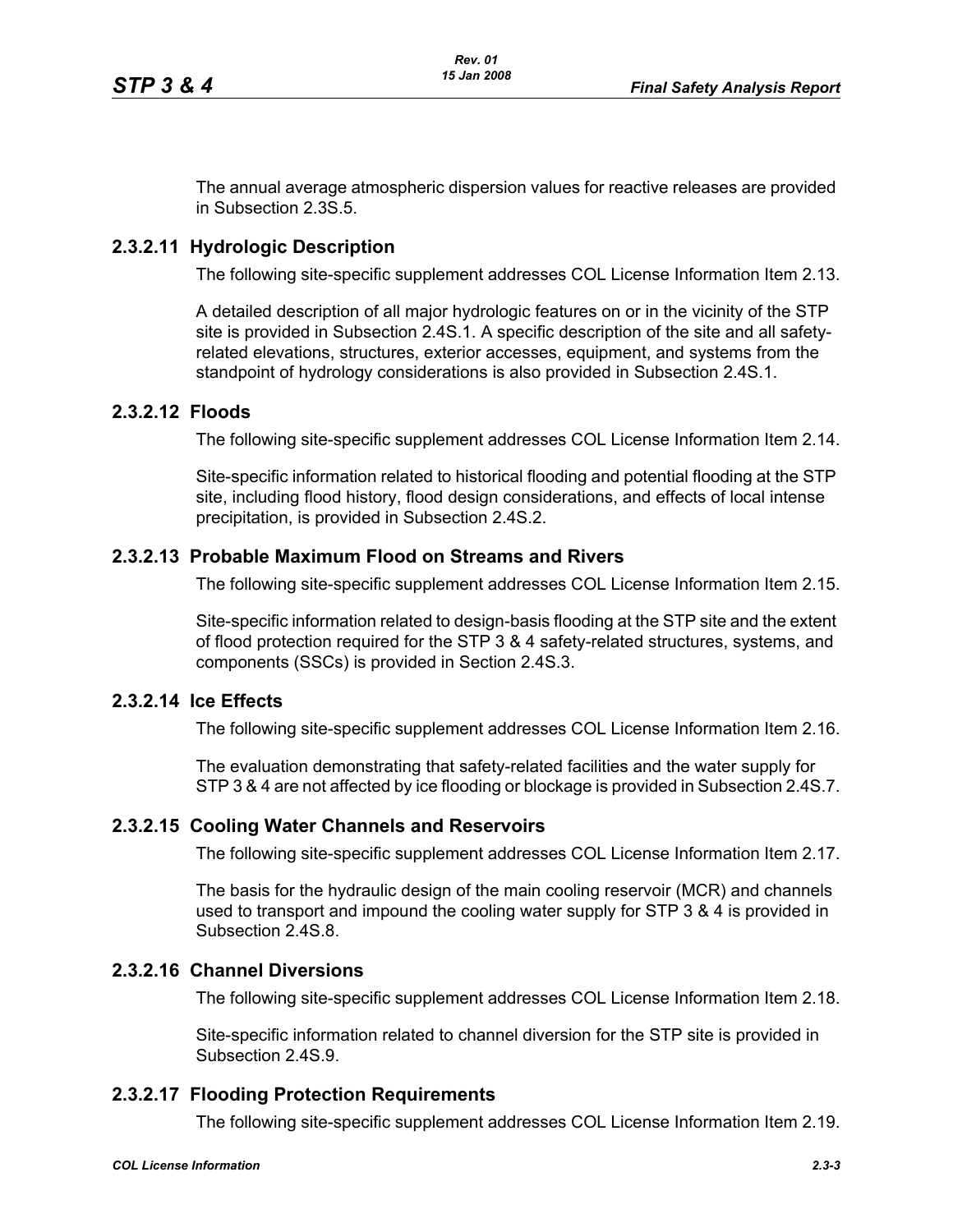The annual average atmospheric dispersion values for reactive releases are provided in Subsection 2.3S.5.

### 2.3.2.11 Hydrologic Description

The following site-specific supplement addresses COL License Information Item 2.13.

A detailed description of all major hydrologic features on or in the vicinity of the STP site is provided in Subsection 2.4S.1. A specific description of the site and all safety-related elevations, structures, exterior accesses, equipment, and systems from the standpoint of hydrology considerations is also provided in Subsection 2.4S.1.

### 2.3.2.12 Floods

The following site-specific supplement addresses COL License Information Item 2.14.

Site-specific information related to historical flooding and potential flooding at the STP site, including flood history, flood design considerations, and effects of local intense precipitation, is provided in Subsection 2.4S.2.

### 2.3.2.13 Probable Maximum Flood on Streams and Rivers

The following site-specific supplement addresses COL License Information Item 2.15.

Site-specific information related to design-basis flooding at the STP site and the extent of flood protection required for the STP 3 & 4 safety-related structures, systems, and components (SSCs) is provided in Section 2.4S.3.

### 2.3.2.14 Ice Effects

The following site-specific supplement addresses COL License Information Item 2.16.

The evaluation demonstrating that safety-related facilities and the water supply for STP 3 & 4 are not affected by ice flooding or blockage is provided in Subsection 2.4S.7.

### 2.3.2.15 Cooling Water Channels and Reservoirs

The following site-specific supplement addresses COL License Information Item 2.17.

The basis for the hydraulic design of the main cooling reservoir (MCR) and channels used to transport and impound the cooling water supply for STP 3 & 4 is provided in Subsection 2.4S.8.

### 2.3.2.16 Channel Diversions

The following site-specific supplement addresses COL License Information Item 2.18.

Site-specific information related to channel diversion for the STP site is provided in Subsection 2.4S.9.

### 2.3.2.17 Flooding Protection Requirements

The following site-specific supplement addresses COL License Information Item 2.19.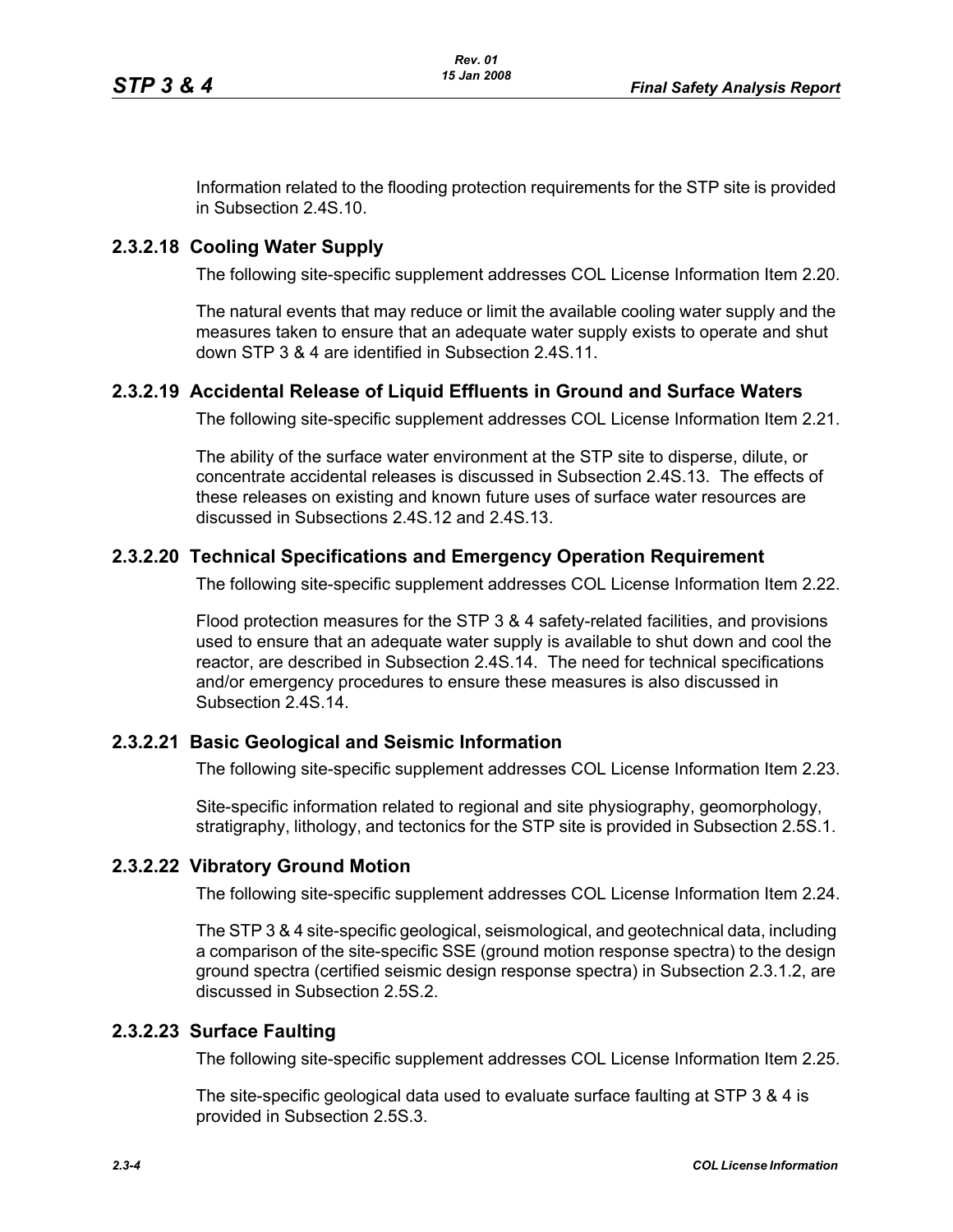Information related to the flooding protection requirements for the STP site is provided in Subsection 2.4S.10.

### 2.3.2.18 Cooling Water Supply

The following site-specific supplement addresses COL License Information Item 2.20.

The natural events that may reduce or limit the available cooling water supply and the measures taken to ensure that an adequate water supply exists to operate and shut down STP 3 & 4 are identified in Subsection 2.4S.11.

### 2.3.2.19 Accidental Release of Liquid Effluents in Ground and Surface Waters

The following site-specific supplement addresses COL License Information Item 2.21.

The ability of the surface water environment at the STP site to disperse, dilute, or concentrate accidental releases is discussed in Subsection 2.4S.13. The effects of these releases on existing and known future uses of surface water resources are discussed in Subsections 2.4S.12 and 2.4S.13.

### 2.3.2.20 Technical Specifications and Emergency Operation Requirement

The following site-specific supplement addresses COL License Information Item 2.22.

Flood protection measures for the STP 3 & 4 safety-related facilities, and provisions used to ensure that an adequate water supply is available to shut down and cool the reactor, are described in Subsection 2.4S.14. The need for technical specifications and/or emergency procedures to ensure these measures is also discussed in Subsection 2.4S.14.

### 2.3.2.21 Basic Geological and Seismic Information

The following site-specific supplement addresses COL License Information Item 2.23.

Site-specific information related to regional and site physiography, geomorphology, stratigraphy, lithology, and tectonics for the STP site is provided in Subsection 2.5S.1.

### 2.3.2.22 Vibratory Ground Motion

The following site-specific supplement addresses COL License Information Item 2.24.

The STP 3 & 4 site-specific geological, seismological, and geotechnical data, including a comparison of the site-specific SSE (ground motion response spectra) to the design ground spectra (certified seismic design response spectra) in Subsection 2.3.1.2, are discussed in Subsection 2.5S.2.

### 2.3.2.23 Surface Faulting

The following site-specific supplement addresses COL License Information Item 2.25.

The site-specific geological data used to evaluate surface faulting at STP 3 & 4 is provided in Subsection 2.5S.3.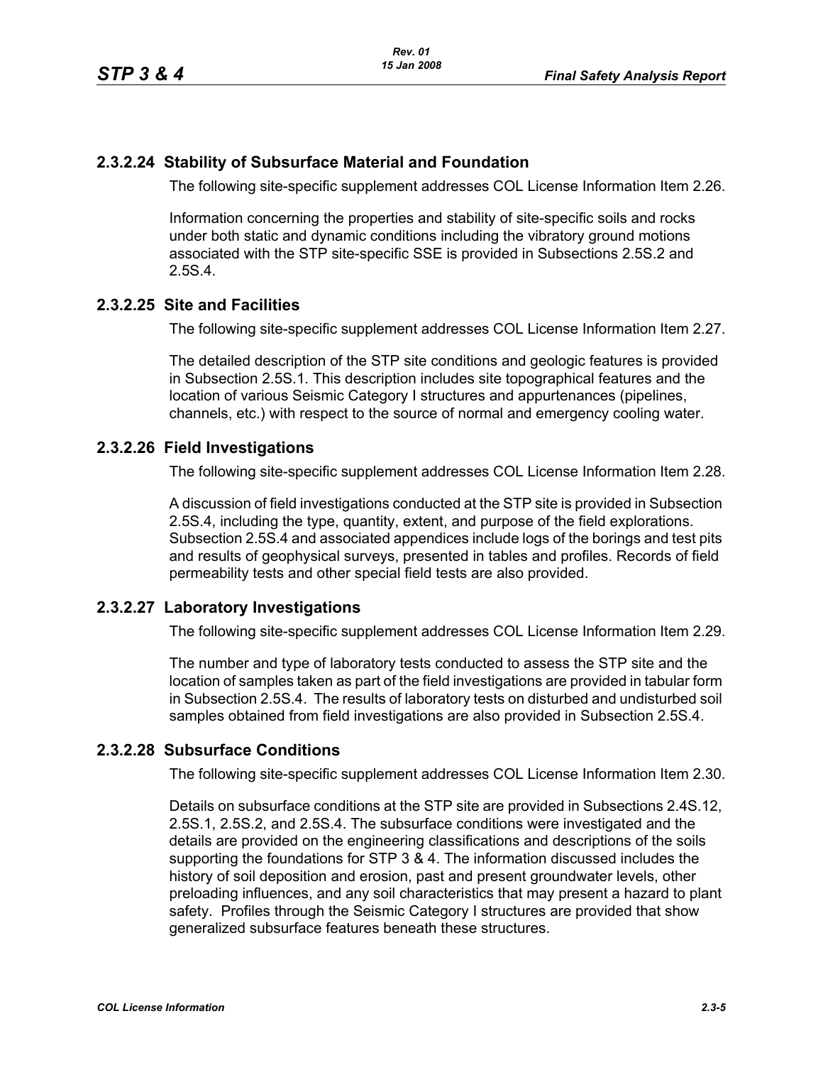### 2.3.2.24 Stability of Subsurface Material and Foundation

The following site-specific supplement addresses COL License Information Item 2.26.

Information concerning the properties and stability of site-specific soils and rocks under both static and dynamic conditions including the vibratory ground motions associated with the STP site-specific SSE is provided in Subsections 2.5S.2 and 2.5S.4.

### 2.3.2.25 Site and Facilities

The following site-specific supplement addresses COL License Information Item 2.27.

The detailed description of the STP site conditions and geologic features is provided in Subsection 2.5S.1. This description includes site topographical features and the location of various Seismic Category I structures and appurtenances (pipelines, channels, etc.) with respect to the source of normal and emergency cooling water.

### 2.3.2.26 Field Investigations

The following site-specific supplement addresses COL License Information Item 2.28.

A discussion of field investigations conducted at the STP site is provided in Subsection 2.5S.4, including the type, quantity, extent, and purpose of the field explorations. Subsection 2.5S.4 and associated appendices include logs of the borings and test pits and results of geophysical surveys, presented in tables and profiles. Records of field permeability tests and other special field tests are also provided.

### 2.3.2.27 Laboratory Investigations

The following site-specific supplement addresses COL License Information Item 2.29.

The number and type of laboratory tests conducted to assess the STP site and the location of samples taken as part of the field investigations are provided in tabular form in Subsection 2.5S.4. The results of laboratory tests on disturbed and undisturbed soil samples obtained from field investigations are also provided in Subsection 2.5S.4.

### 2.3.2.28 Subsurface Conditions

The following site-specific supplement addresses COL License Information Item 2.30.

Details on subsurface conditions at the STP site are provided in Subsections 2.4S.12, 2.5S.1, 2.5S.2, and 2.5S.4. The subsurface conditions were investigated and the details are provided on the engineering classifications and descriptions of the soils supporting the foundations for STP 3 & 4. The information discussed includes the history of soil deposition and erosion, past and present groundwater levels, other preloading influences, and any soil characteristics that may present a hazard to plant safety. Profiles through the Seismic Category I structures are provided that show generalized subsurface features beneath these structures.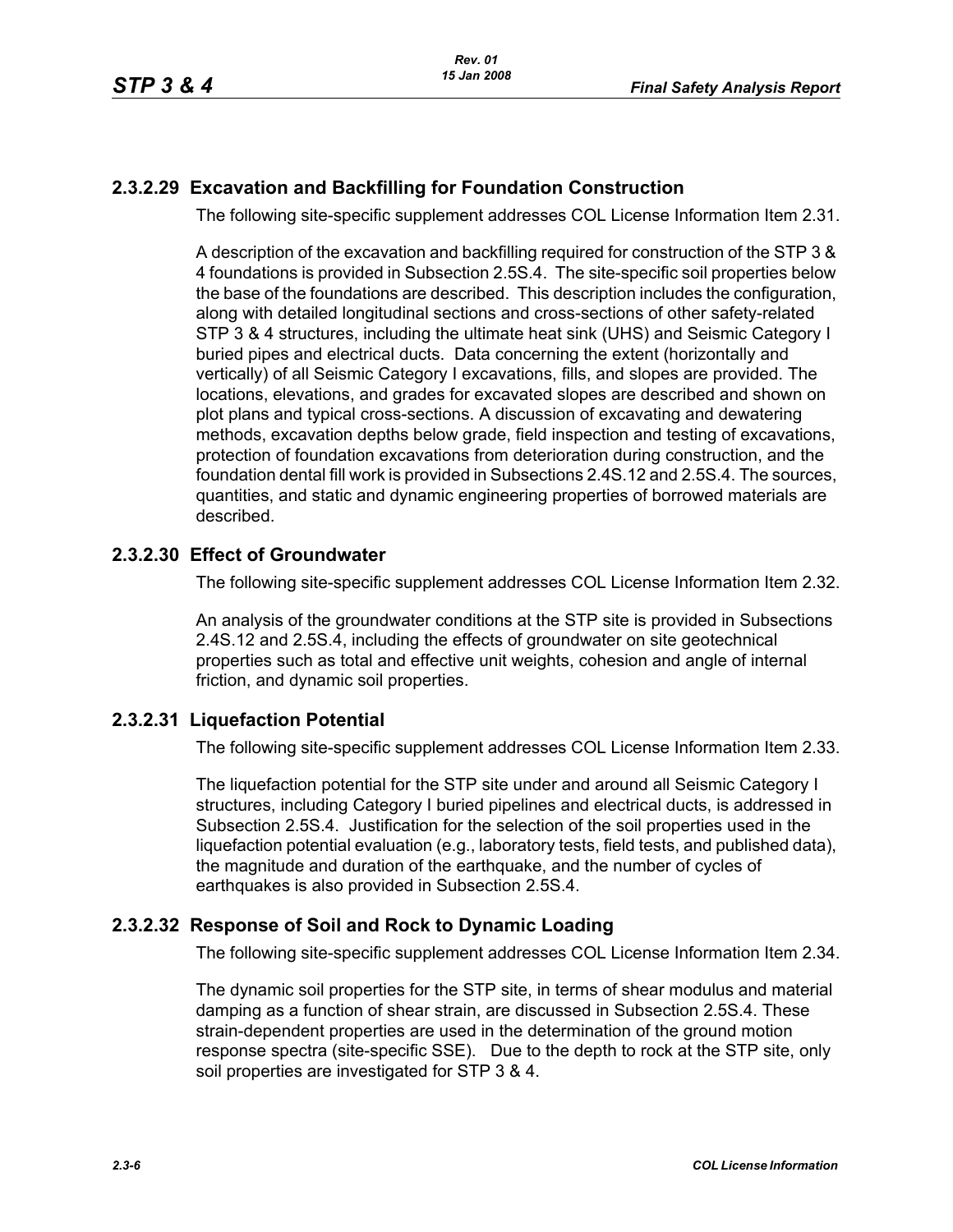### 2.3.2.29 Excavation and Backfilling for Foundation Construction

The following site-specific supplement addresses COL License Information Item 2.31.

A description of the excavation and backfilling required for construction of the STP 3 & 4 foundations is provided in Subsection 2.5S.4. The site-specific soil properties below the base of the foundations are described. This description includes the configuration, along with detailed longitudinal sections and cross-sections of other safety-related STP 3 & 4 structures, including the ultimate heat sink (UHS) and Seismic Category I buried pipes and electrical ducts. Data concerning the extent (horizontally and vertically) of all Seismic Category I excavations, fills, and slopes are provided. The locations, elevations, and grades for excavated slopes are described and shown on plot plans and typical cross-sections. A discussion of excavating and dewatering methods, excavation depths below grade, field inspection and testing of excavations, protection of foundation excavations from deterioration during construction, and the foundation dental fill work is provided in Subsections 2.4S.12 and 2.5S.4. The sources, quantities, and static and dynamic engineering properties of borrowed materials are described.

### 2.3.2.30 Effect of Groundwater

The following site-specific supplement addresses COL License Information Item 2.32.

An analysis of the groundwater conditions at the STP site is provided in Subsections 2.4S.12 and 2.5S.4, including the effects of groundwater on site geotechnical properties such as total and effective unit weights, cohesion and angle of internal friction, and dynamic soil properties.

### 2.3.2.31 Liquefaction Potential

The following site-specific supplement addresses COL License Information Item 2.33.

The liquefaction potential for the STP site under and around all Seismic Category I structures, including Category I buried pipelines and electrical ducts, is addressed in Subsection 2.5S.4. Justification for the selection of the soil properties used in the liquefaction potential evaluation (e.g., laboratory tests, field tests, and published data), the magnitude and duration of the earthquake, and the number of cycles of earthquakes is also provided in Subsection 2.5S.4.

### 2.3.2.32 Response of Soil and Rock to Dynamic Loading

The following site-specific supplement addresses COL License Information Item 2.34.

The dynamic soil properties for the STP site, in terms of shear modulus and material damping as a function of shear strain, are discussed in Subsection 2.5S.4. These strain-dependent properties are used in the determination of the ground motion response spectra (site-specific SSE). Due to the depth to rock at the STP site, only soil properties are investigated for STP 3 & 4.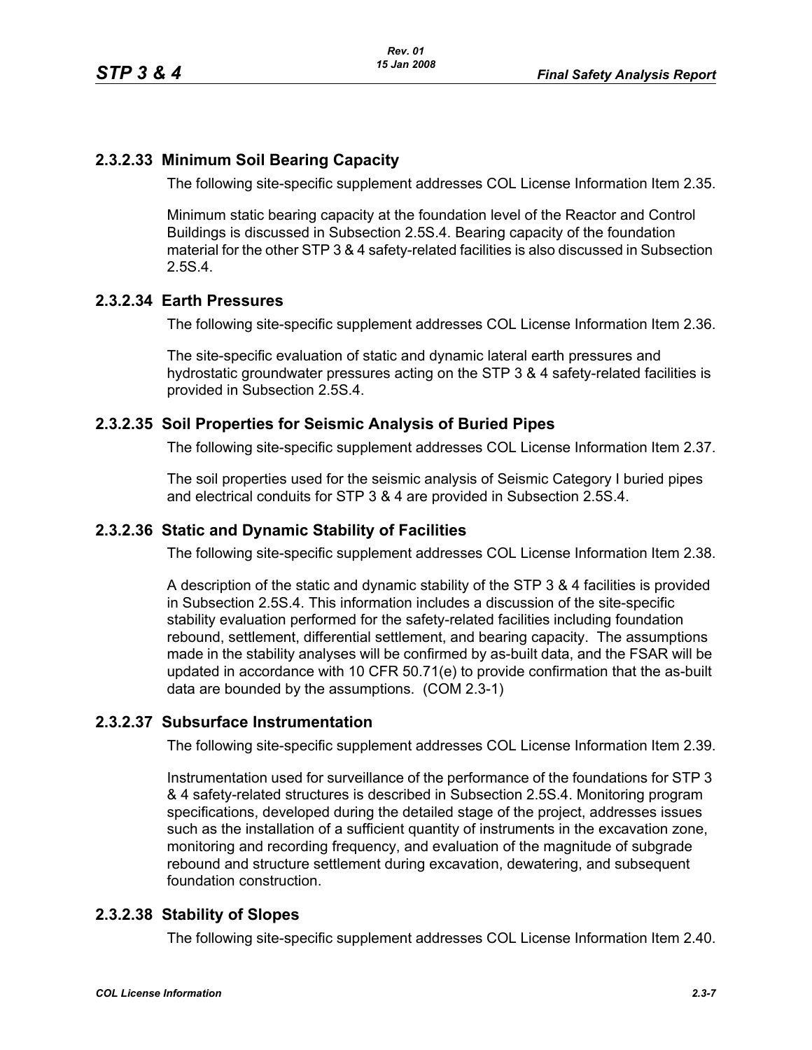## 2.3.2.33 Minimum Soil Bearing Capacity

The following site-specific supplement addresses COL License Information Item 2.35.

Minimum static bearing capacity at the foundation level of the Reactor and Control Buildings is discussed in Subsection 2.5S.4. Bearing capacity of the foundation material for the other STP 3 & 4 safety-related facilities is also discussed in Subsection 2.5S.4.

## 2.3.2.34 Earth Pressures

The following site-specific supplement addresses COL License Information Item 2.36.

The site-specific evaluation of static and dynamic lateral earth pressures and hydrostatic groundwater pressures acting on the STP 3 & 4 safety-related facilities is provided in Subsection 2.5S.4.

## 2.3.2.35 Soil Properties for Seismic Analysis of Buried Pipes

The following site-specific supplement addresses COL License Information Item 2.37.

The soil properties used for the seismic analysis of Seismic Category I buried pipes and electrical conduits for STP 3 & 4 are provided in Subsection 2.5S.4.

## 2.3.2.36 Static and Dynamic Stability of Facilities

The following site-specific supplement addresses COL License Information Item 2.38.

A description of the static and dynamic stability of the STP 3 & 4 facilities is provided in Subsection 2.5S.4. This information includes a discussion of the site-specific stability evaluation performed for the safety-related facilities including foundation rebound, settlement, differential settlement, and bearing capacity. The assumptions made in the stability analyses will be confirmed by as-built data, and the FSAR will be updated in accordance with 10 CFR 50.71(e) to provide confirmation that the as-built data are bounded by the assumptions. (COM 2.3-1)

## 2.3.2.37 Subsurface Instrumentation

The following site-specific supplement addresses COL License Information Item 2.39.

Instrumentation used for surveillance of the performance of the foundations for STP 3 & 4 safety-related structures is described in Subsection 2.5S.4. Monitoring program specifications, developed during the detailed stage of the project, addresses issues such as the installation of a sufficient quantity of instruments in the excavation zone, monitoring and recording frequency, and evaluation of the magnitude of subgrade rebound and structure settlement during excavation, dewatering, and subsequent foundation construction.

## 2.3.2.38 Stability of Slopes

The following site-specific supplement addresses COL License Information Item 2.40.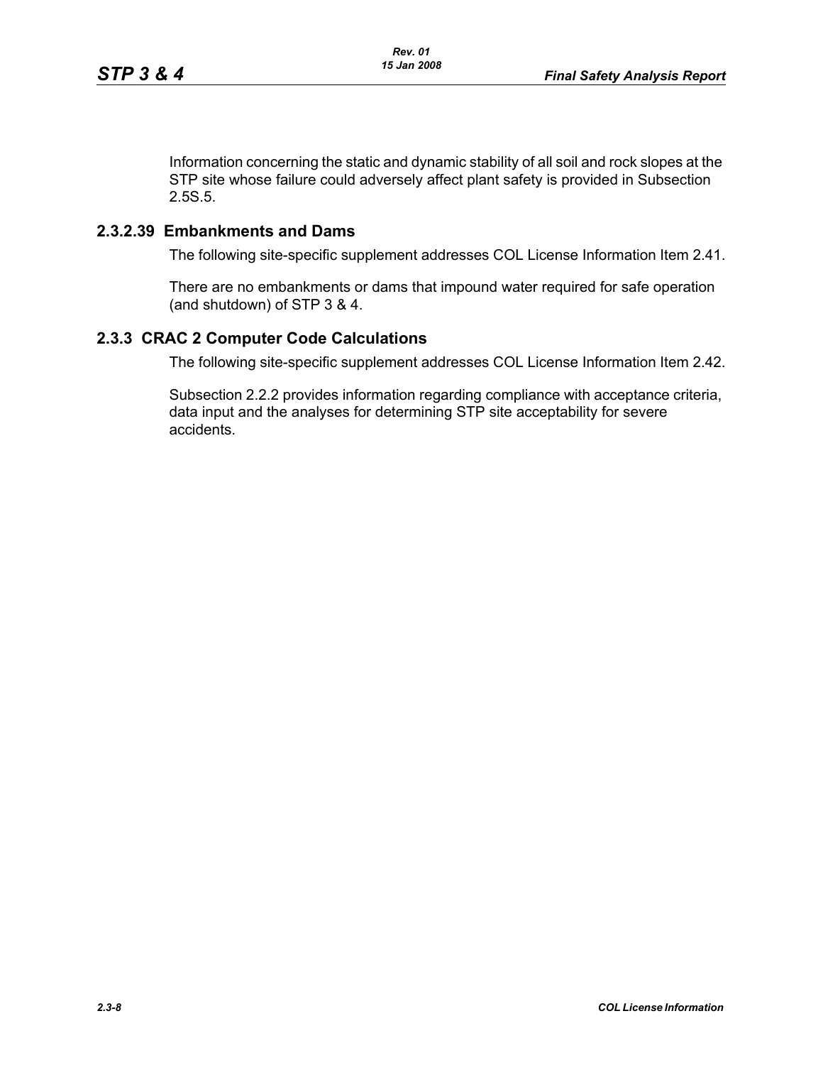Information concerning the static and dynamic stability of all soil and rock slopes at the STP site whose failure could adversely affect plant safety is provided in Subsection 2.5S.5.

### 2.3.2.39 Embankments and Dams

The following site-specific supplement addresses COL License Information Item 2.41.

There are no embankments or dams that impound water required for safe operation (and shutdown) of STP 3 & 4.

## 2.3.3 CRAC 2 Computer Code Calculations

The following site-specific supplement addresses COL License Information Item 2.42.

Subsection 2.2.2 provides information regarding compliance with acceptance criteria, data input and the analyses for determining STP site acceptability for severe accidents.